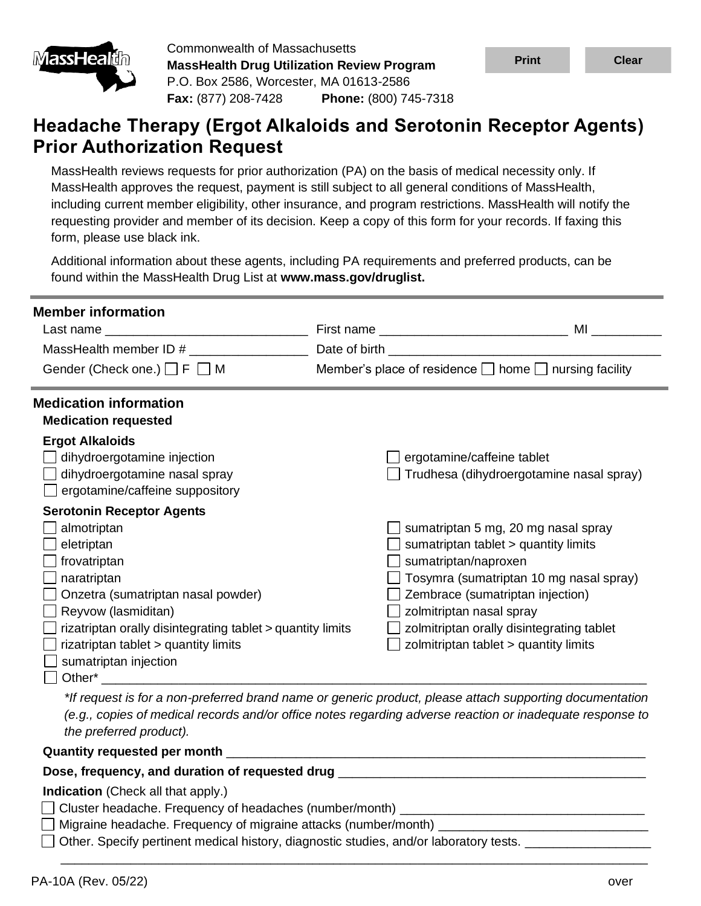Commonwealth of Massachusetts
**MassHealth Drug Utilization Review Program**
P.O. Box 2586, Worcester, MA 01613-2586
**Fax:** (877) 208-7428 **Phone:** (800) 745-7318

# Headache Therapy (Ergot Alkaloids and Serotonin Receptor Agents) Prior Authorization Request

MassHealth reviews requests for prior authorization (PA) on the basis of medical necessity only. If MassHealth approves the request, payment is still subject to all general conditions of MassHealth, including current member eligibility, other insurance, and program restrictions. MassHealth will notify the requesting provider and member of its decision. Keep a copy of this form for your records. If faxing this form, please use black ink.

Additional information about these agents, including PA requirements and preferred products, can be found within the MassHealth Drug List at **www.mass.gov/druglist.**

## Member information

Last name ____________________________ First name ___________________________ MI __________

MassHealth member ID # ________________ Date of birth ______________________________________

Gender (Check one.) ☐ F ☐ M Member's place of residence ☐ home ☐ nursing facility

## Medication information

### Medication requested

**Ergot Alkaloids**

- ☐ dihydroergotamine injection
- ☐ dihydroergotamine nasal spray
- ☐ ergotamine/caffeine suppository
- ☐ ergotamine/caffeine tablet
- ☐ Trudhesa (dihydroergotamine nasal spray)

**Serotonin Receptor Agents**

- ☐ almotriptan
- ☐ eletriptan
- ☐ frovatriptan
- ☐ naratriptan
- ☐ Onzetra (sumatriptan nasal powder)
- ☐ Reyvow (lasmiditan)
- ☐ rizatriptan orally disintegrating tablet > quantity limits
- ☐ rizatriptan tablet > quantity limits
- ☐ sumatriptan injection
- ☐ sumatriptan 5 mg, 20 mg nasal spray
- ☐ sumatriptan tablet > quantity limits
- ☐ sumatriptan/naproxen
- ☐ Tosymra (sumatriptan 10 mg nasal spray)
- ☐ Zembrace (sumatriptan injection)
- ☐ zolmitriptan nasal spray
- ☐ zolmitriptan orally disintegrating tablet
- ☐ zolmitriptan tablet > quantity limits
- ☐ Other* ____________________________________________________________________________

*\*If request is for a non-preferred brand name or generic product, please attach supporting documentation (e.g., copies of medical records and/or office notes regarding adverse reaction or inadequate response to the preferred product).*

**Quantity requested per month** _____________________________________________________________

**Dose, frequency, and duration of requested drug** ____________________________________________

**Indication** (Check all that apply.)

- ☐ Cluster headache. Frequency of headaches (number/month) __________________________________
- ☐ Migraine headache. Frequency of migraine attacks (number/month) ______________________________
- ☐ Other. Specify pertinent medical history, diagnostic studies, and/or laboratory tests. __________________

_____________________________________________________________________________________

PA-10A (Rev. 05/22) over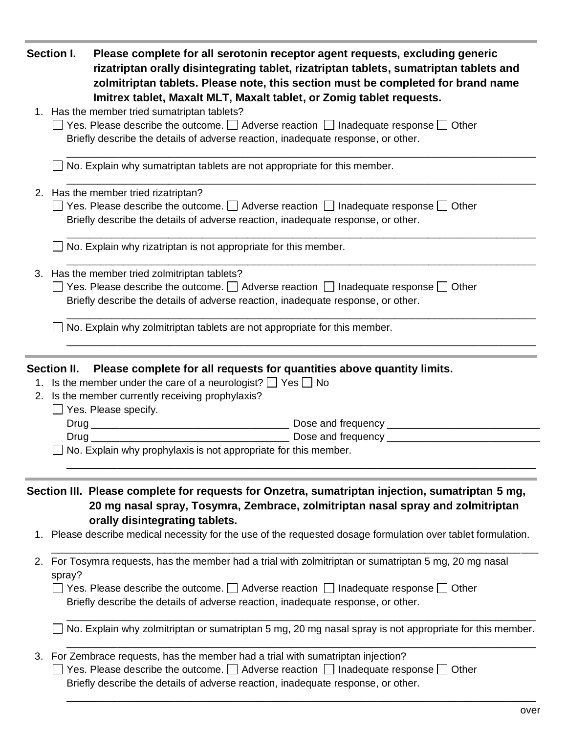**Section I. Please complete for all serotonin receptor agent requests, excluding generic rizatriptan orally disintegrating tablet, rizatriptan tablets, sumatriptan tablets and zolmitriptan tablets. Please note, this section must be completed for brand name Imitrex tablet, Maxalt MLT, Maxalt tablet, or Zomig tablet requests.**

1. Has the member tried sumatriptan tablets?
   - ☐ Yes. Please describe the outcome. ☐ Adverse reaction ☐ Inadequate response ☐ Other
     Briefly describe the details of adverse reaction, inadequate response, or other.
     ______________________________________________________________________________
   - ☐ No. Explain why sumatriptan tablets are not appropriate for this member.
     ______________________________________________________________________________
2. Has the member tried rizatriptan?
   - ☐ Yes. Please describe the outcome. ☐ Adverse reaction ☐ Inadequate response ☐ Other
     Briefly describe the details of adverse reaction, inadequate response, or other.
     ______________________________________________________________________________
   - ☐ No. Explain why rizatriptan is not appropriate for this member.
     ______________________________________________________________________________
3. Has the member tried zolmitriptan tablets?
   - ☐ Yes. Please describe the outcome. ☐ Adverse reaction ☐ Inadequate response ☐ Other
     Briefly describe the details of adverse reaction, inadequate response, or other.
     ______________________________________________________________________________
   - ☐ No. Explain why zolmitriptan tablets are not appropriate for this member.
     ______________________________________________________________________________

**Section II. Please complete for all requests for quantities above quantity limits.**

1. Is the member under the care of a neurologist? ☐ Yes ☐ No
2. Is the member currently receiving prophylaxis?
   - ☐ Yes. Please specify.
     Drug ___________________________________ Dose and frequency ___________________________
     Drug ___________________________________ Dose and frequency ___________________________
   - ☐ No. Explain why prophylaxis is not appropriate for this member.
     ______________________________________________________________________________

**Section III. Please complete for requests for Onzetra, sumatriptan injection, sumatriptan 5 mg, 20 mg nasal spray, Tosymra, Zembrace, zolmitriptan nasal spray and zolmitriptan orally disintegrating tablets.**

1. Please describe medical necessity for the use of the requested dosage formulation over tablet formulation.
   ______________________________________________________________________________
2. For Tosymra requests, has the member had a trial with zolmitriptan or sumatriptan 5 mg, 20 mg nasal spray?
   - ☐ Yes. Please describe the outcome. ☐ Adverse reaction ☐ Inadequate response ☐ Other
     Briefly describe the details of adverse reaction, inadequate response, or other.
     ______________________________________________________________________________
   - ☐ No. Explain why zolmitriptan or sumatriptan 5 mg, 20 mg nasal spray is not appropriate for this member.
     ______________________________________________________________________________
3. For Zembrace requests, has the member had a trial with sumatriptan injection?
   - ☐ Yes. Please describe the outcome. ☐ Adverse reaction ☐ Inadequate response ☐ Other
     Briefly describe the details of adverse reaction, inadequate response, or other.
     ______________________________________________________________________________

over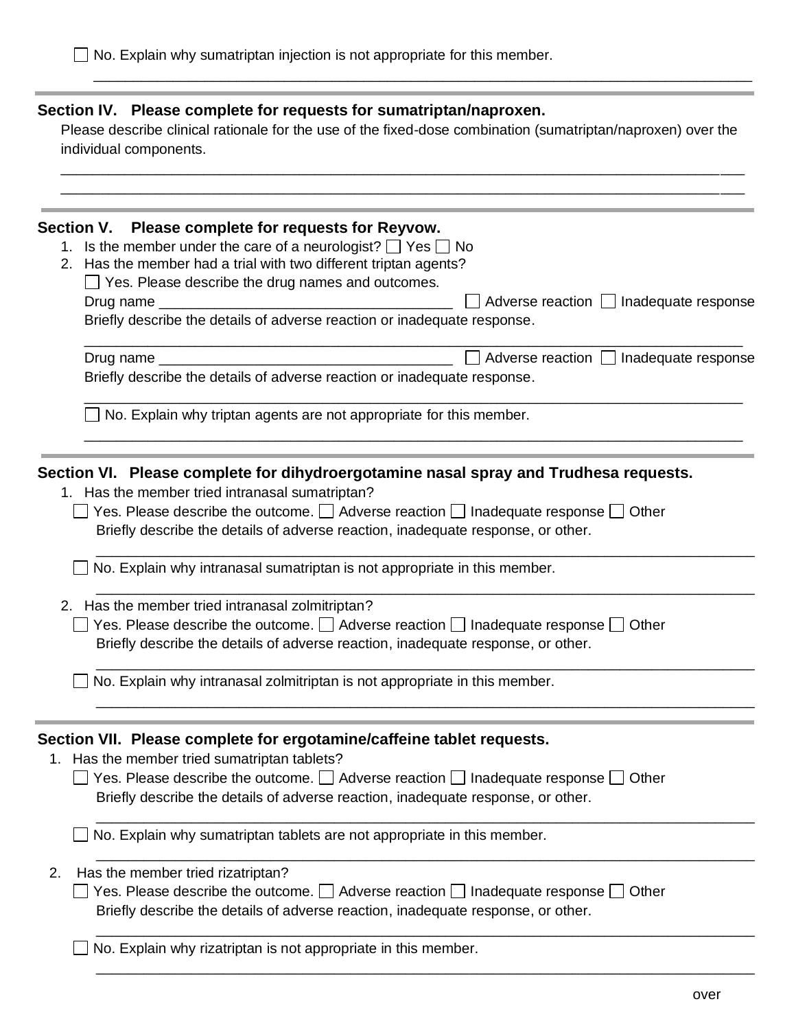☐ No. Explain why sumatriptan injection is not appropriate for this member.

_______________________________________________________________________________

## Section IV. Please complete for requests for sumatriptan/naproxen.

Please describe clinical rationale for the use of the fixed-dose combination (sumatriptan/naproxen) over the individual components.

_______________________________________________________________________________

_______________________________________________________________________________

## Section V. Please complete for requests for Reyvow.

1. Is the member under the care of a neurologist? ☐ Yes ☐ No
2. Has the member had a trial with two different triptan agents?

   ☐ Yes. Please describe the drug names and outcomes.

   Drug name ____________________________________ ☐ Adverse reaction ☐ Inadequate response

   Briefly describe the details of adverse reaction or inadequate response.

   _______________________________________________________________________________

   Drug name ____________________________________ ☐ Adverse reaction ☐ Inadequate response

   Briefly describe the details of adverse reaction or inadequate response.

   _______________________________________________________________________________

   ☐ No. Explain why triptan agents are not appropriate for this member.

   _______________________________________________________________________________

## Section VI. Please complete for dihydroergotamine nasal spray and Trudhesa requests.

1. Has the member tried intranasal sumatriptan?

   ☐ Yes. Please describe the outcome. ☐ Adverse reaction ☐ Inadequate response ☐ Other

   Briefly describe the details of adverse reaction, inadequate response, or other.

   _______________________________________________________________________________

   ☐ No. Explain why intranasal sumatriptan is not appropriate in this member.

   _______________________________________________________________________________

2. Has the member tried intranasal zolmitriptan?

   ☐ Yes. Please describe the outcome. ☐ Adverse reaction ☐ Inadequate response ☐ Other

   Briefly describe the details of adverse reaction, inadequate response, or other.

   _______________________________________________________________________________

   ☐ No. Explain why intranasal zolmitriptan is not appropriate in this member.

   _______________________________________________________________________________

## Section VII. Please complete for ergotamine/caffeine tablet requests.

1. Has the member tried sumatriptan tablets?

   ☐ Yes. Please describe the outcome. ☐ Adverse reaction ☐ Inadequate response ☐ Other

   Briefly describe the details of adverse reaction, inadequate response, or other.

   _______________________________________________________________________________

   ☐ No. Explain why sumatriptan tablets are not appropriate in this member.

   _______________________________________________________________________________

2. Has the member tried rizatriptan?

   ☐ Yes. Please describe the outcome. ☐ Adverse reaction ☐ Inadequate response ☐ Other

   Briefly describe the details of adverse reaction, inadequate response, or other.

   _______________________________________________________________________________

   ☐ No. Explain why rizatriptan is not appropriate in this member.

   _______________________________________________________________________________

over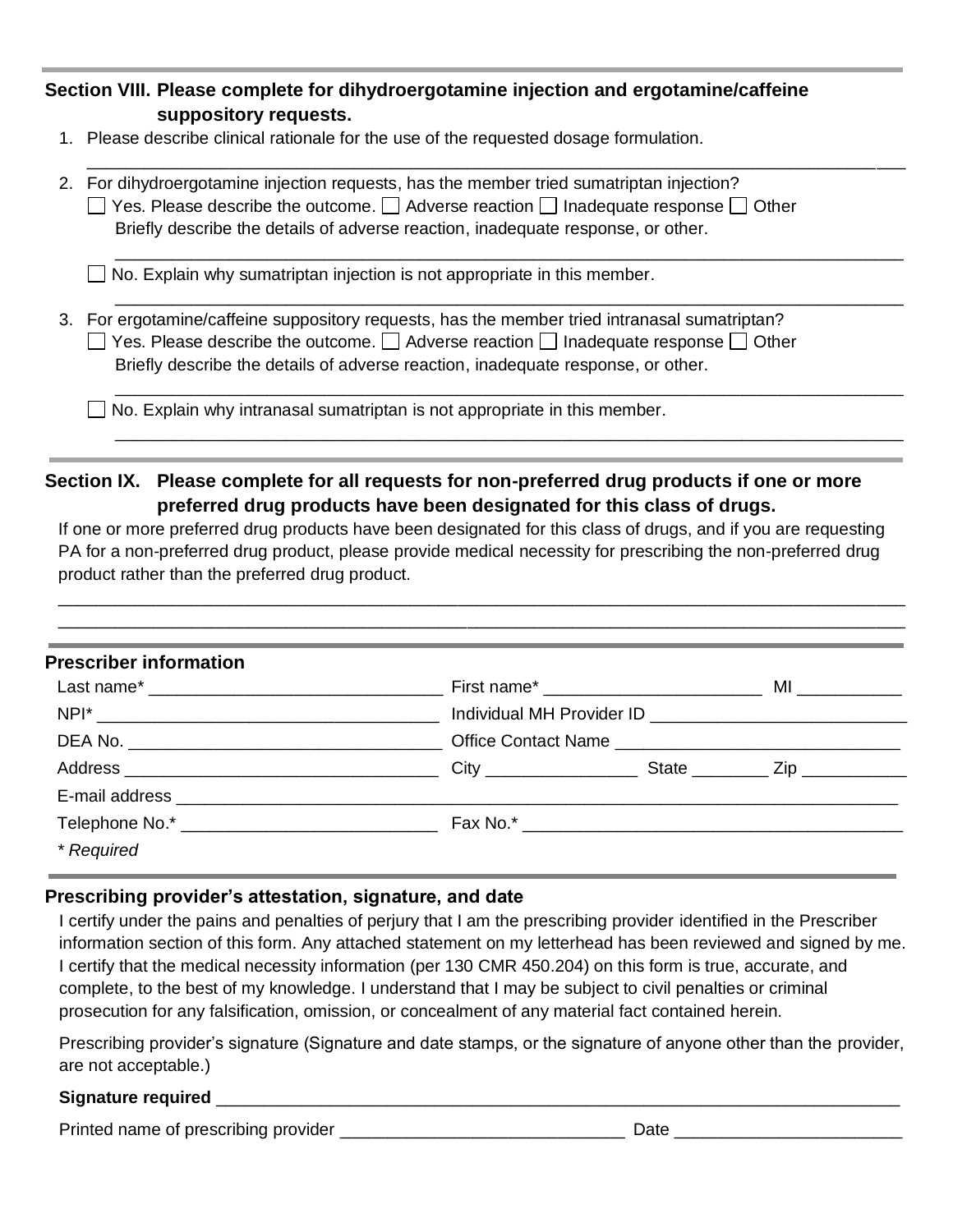## Section VIII. Please complete for dihydroergotamine injection and ergotamine/caffeine suppository requests.

1. Please describe clinical rationale for the use of the requested dosage formulation.

   ______________________________________________________________________________

2. For dihydroergotamine injection requests, has the member tried sumatriptan injection?

   ☐ Yes. Please describe the outcome. ☐ Adverse reaction ☐ Inadequate response ☐ Other

   Briefly describe the details of adverse reaction, inadequate response, or other.

   ______________________________________________________________________________

   ☐ No. Explain why sumatriptan injection is not appropriate in this member.

   ______________________________________________________________________________

3. For ergotamine/caffeine suppository requests, has the member tried intranasal sumatriptan?

   ☐ Yes. Please describe the outcome. ☐ Adverse reaction ☐ Inadequate response ☐ Other

   Briefly describe the details of adverse reaction, inadequate response, or other.

   ______________________________________________________________________________

   ☐ No. Explain why intranasal sumatriptan is not appropriate in this member.

   ______________________________________________________________________________

## Section IX. Please complete for all requests for non-preferred drug products if one or more preferred drug products have been designated for this class of drugs.

If one or more preferred drug products have been designated for this class of drugs, and if you are requesting PA for a non-preferred drug product, please provide medical necessity for prescribing the non-preferred drug product rather than the preferred drug product.

______________________________________________________________________________

______________________________________________________________________________

### Prescriber information

Last name* ______________________ First name* ______________________ MI __________

NPI* ______________________ Individual MH Provider ID ______________________

DEA No. ______________________ Office Contact Name ______________________

Address ______________________ City ______________ State ________ Zip __________

E-mail address ______________________________________________

Telephone No.* ______________________ Fax No.* ______________________

*\* Required*

### Prescribing provider's attestation, signature, and date

I certify under the pains and penalties of perjury that I am the prescribing provider identified in the Prescriber information section of this form. Any attached statement on my letterhead has been reviewed and signed by me. I certify that the medical necessity information (per 130 CMR 450.204) on this form is true, accurate, and complete, to the best of my knowledge. I understand that I may be subject to civil penalties or criminal prosecution for any falsification, omission, or concealment of any material fact contained herein.

Prescribing provider's signature (Signature and date stamps, or the signature of anyone other than the provider, are not acceptable.)

**Signature required** ______________________________________________

Printed name of prescribing provider ______________________ Date ______________________